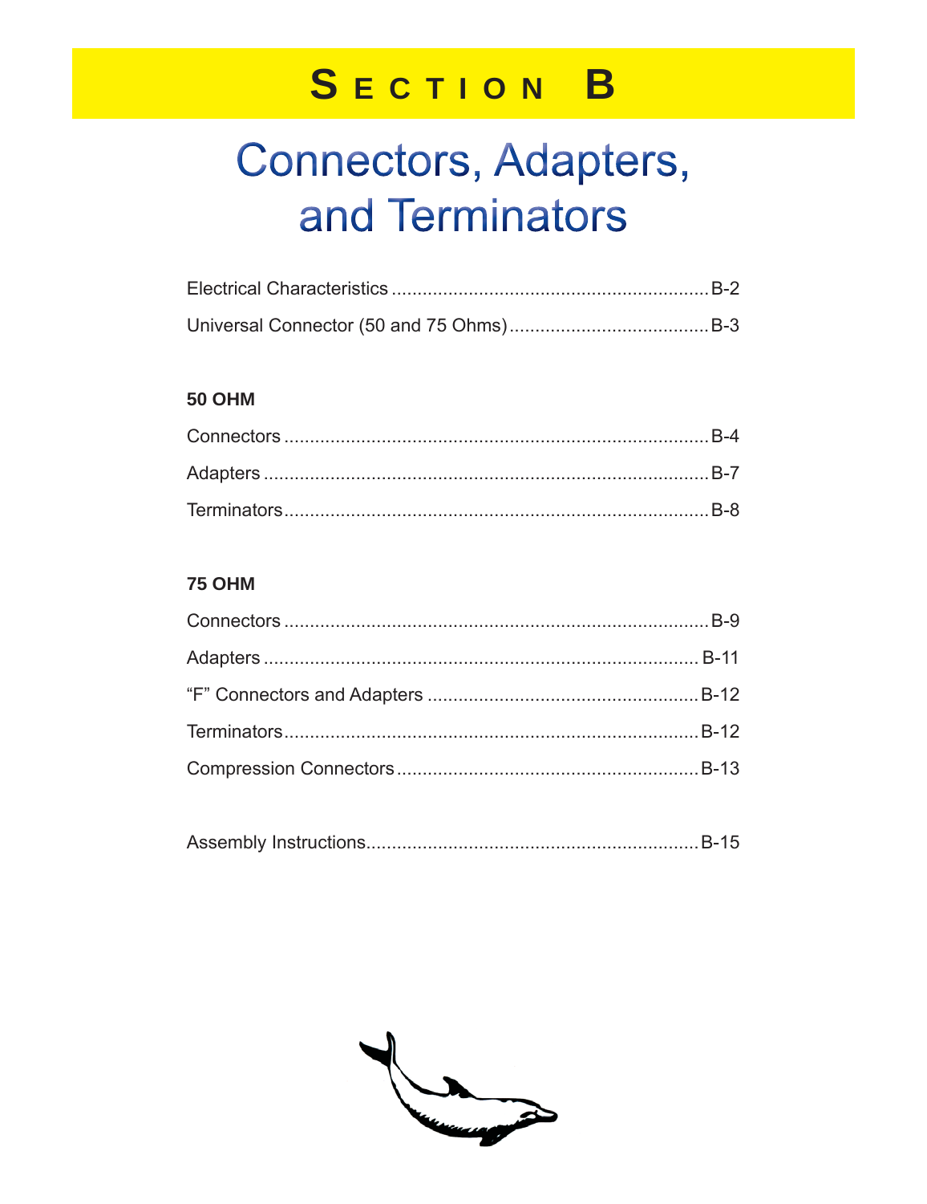# Section B

# Connectors, Adapters, and Terminators

Electrical Characteristics ............................................................ B-2

Universal Connector (50 and 75 Ohms) ...................................... B-3

**50 OHM**

Connectors ................................................................................ B-4

Adapters .................................................................................... B-7

Terminators ................................................................................ B-8

**75 OHM**

Connectors ................................................................................ B-9

Adapters .................................................................................... B-11

“F” Connectors and Adapters .................................................... B-12

Terminators ................................................................................ B-12

Compression Connectors .......................................................... B-13

Assembly Instructions ................................................................ B-15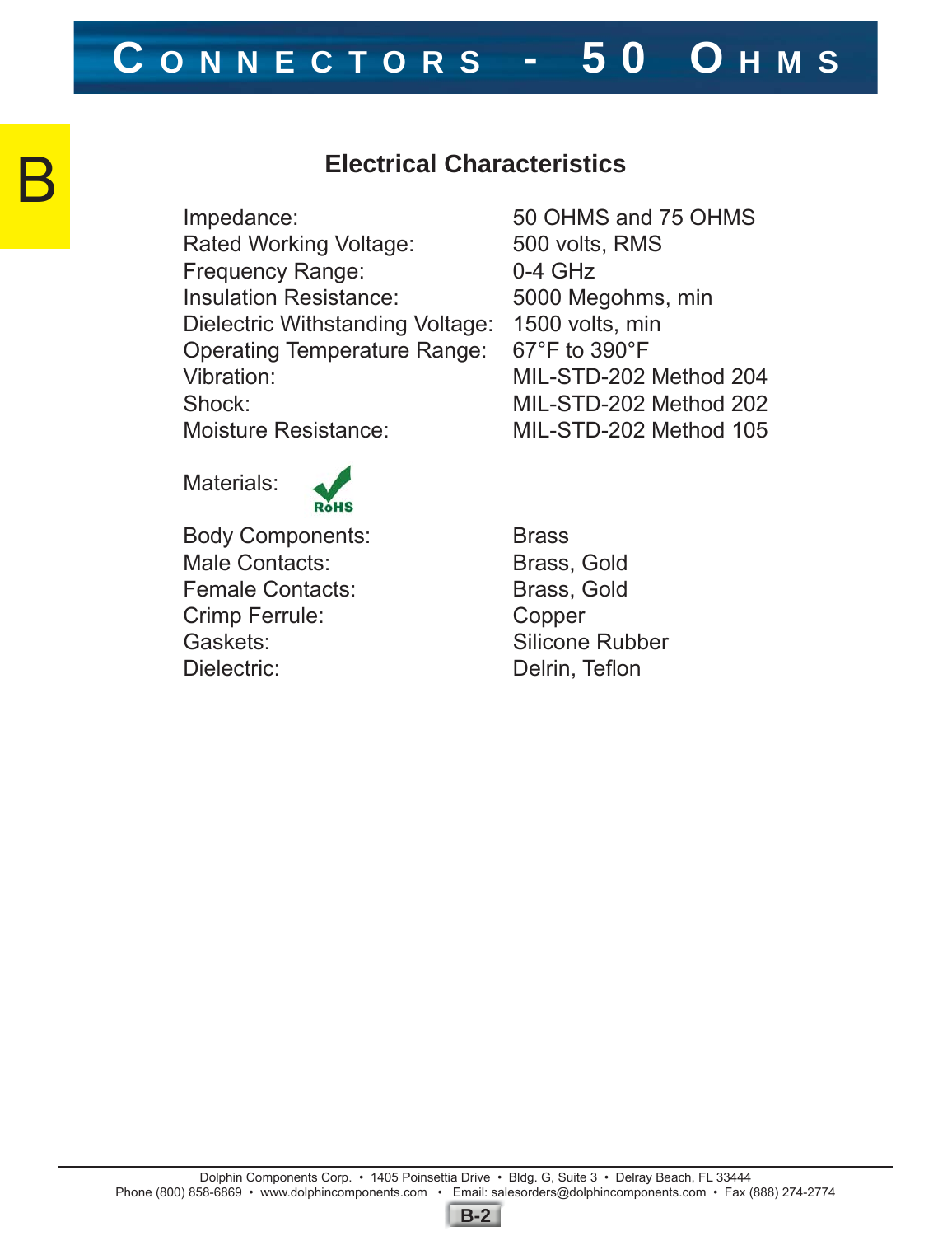# Connectors - 50 Ohms

## Electrical Characteristics

| | |
|---|---|
| Impedance: | 50 OHMS and 75 OHMS |
| Rated Working Voltage: | 500 volts, RMS |
| Frequency Range: | 0-4 GHz |
| Insulation Resistance: | 5000 Megohms, min |
| Dielectric Withstanding Voltage: | 1500 volts, min |
| Operating Temperature Range: | 67°F to 390°F |
| Vibration: | MIL-STD-202 Method 204 |
| Shock: | MIL-STD-202 Method 202 |
| Moisture Resistance: | MIL-STD-202 Method 105 |

Materials: RoHS

| | |
|---|---|
| Body Components: | Brass |
| Male Contacts: | Brass, Gold |
| Female Contacts: | Brass, Gold |
| Crimp Ferrule: | Copper |
| Gaskets: | Silicone Rubber |
| Dielectric: | Delrin, Teflon |

Dolphin Components Corp. • 1405 Poinsettia Drive • Bldg. G, Suite 3 • Delray Beach, FL 33444
Phone (800) 858-6869 • www.dolphincomponents.com • Email: salesorders@dolphincomponents.com • Fax (888) 274-2774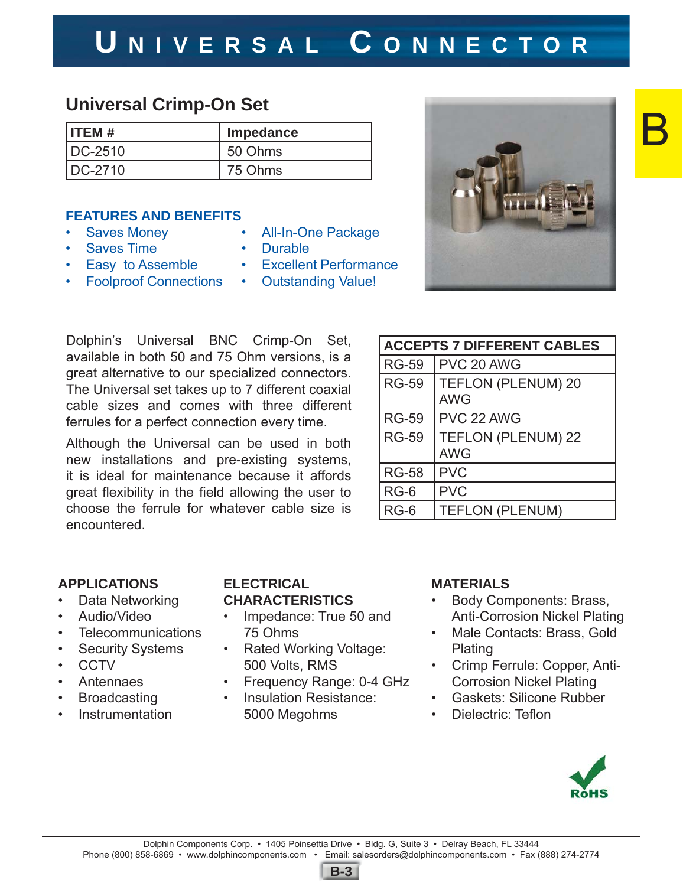# Universal Connector

## Universal Crimp-On Set

| ITEM # | Impedance |
|---|---|
| DC-2510 | 50 Ohms |
| DC-2710 | 75 Ohms |

### FEATURES AND BENEFITS

- Saves Money
- Saves Time
- Easy to Assemble
- Foolproof Connections
- All-In-One Package
- Durable
- Excellent Performance
- Outstanding Value!

Dolphin's Universal BNC Crimp-On Set, available in both 50 and 75 Ohm versions, is a great alternative to our specialized connectors. The Universal set takes up to 7 different coaxial cable sizes and comes with three different ferrules for a perfect connection every time.

Although the Universal can be used in both new installations and pre-existing systems, it is ideal for maintenance because it affords great flexibility in the field allowing the user to choose the ferrule for whatever cable size is encountered.

| ACCEPTS 7 DIFFERENT CABLES | |
|---|---|
| RG-59 | PVC 20 AWG |
| RG-59 | TEFLON (PLENUM) 20 AWG |
| RG-59 | PVC 22 AWG |
| RG-59 | TEFLON (PLENUM) 22 AWG |
| RG-58 | PVC |
| RG-6 | PVC |
| RG-6 | TEFLON (PLENUM) |

### APPLICATIONS

- Data Networking
- Audio/Video
- Telecommunications
- Security Systems
- CCTV
- Antennaes
- Broadcasting
- Instrumentation

### ELECTRICAL CHARACTERISTICS

- Impedance: True 50 and 75 Ohms
- Rated Working Voltage: 500 Volts, RMS
- Frequency Range: 0-4 GHz
- Insulation Resistance: 5000 Megohms

### MATERIALS

- Body Components: Brass, Anti-Corrosion Nickel Plating
- Male Contacts: Brass, Gold Plating
- Crimp Ferrule: Copper, Anti-Corrosion Nickel Plating
- Gaskets: Silicone Rubber
- Dielectric: Teflon

RoHS

Dolphin Components Corp. • 1405 Poinsettia Drive • Bldg. G, Suite 3 • Delray Beach, FL 33444
Phone (800) 858-6869 • www.dolphincomponents.com • Email: salesorders@dolphincomponents.com • Fax (888) 274-2774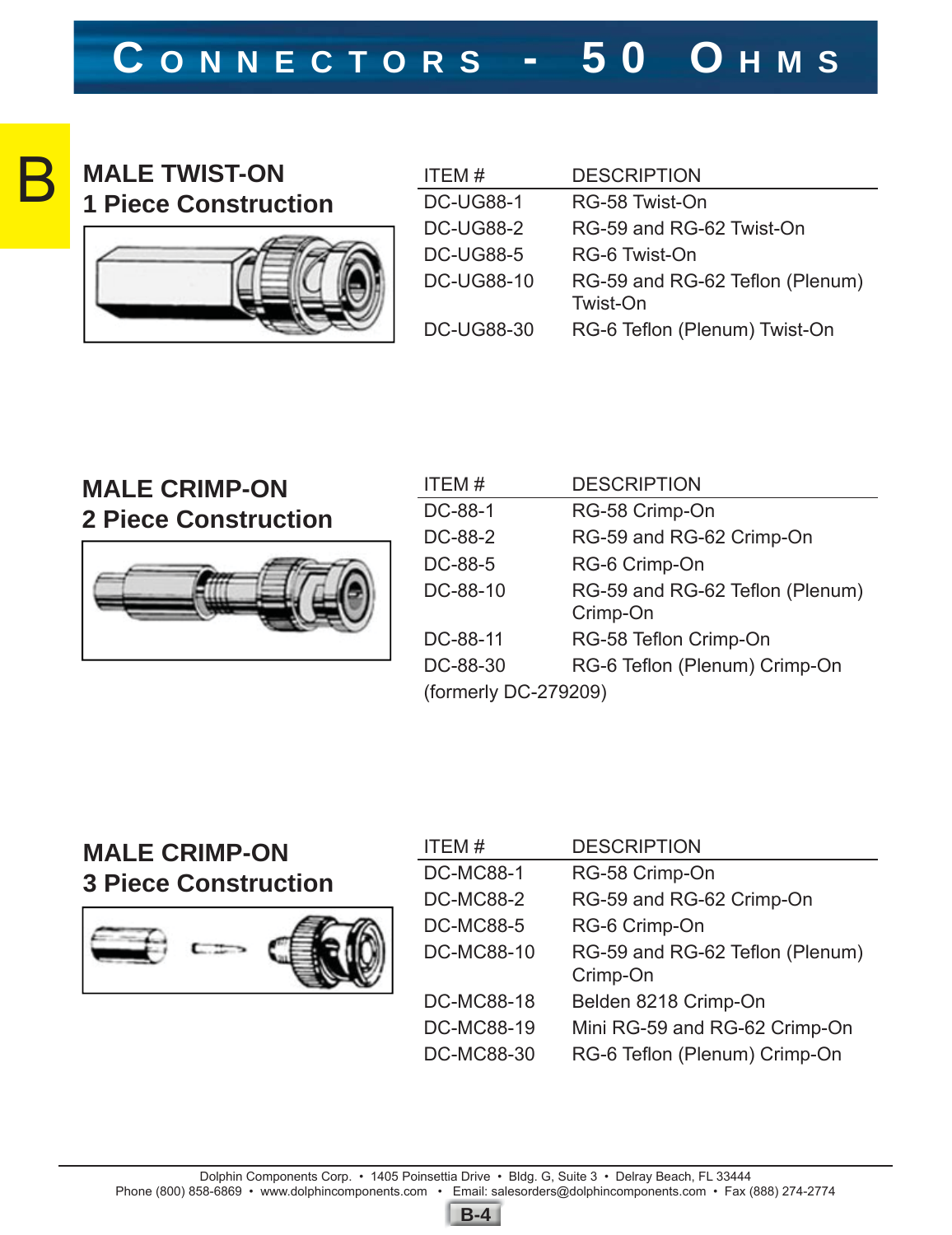# Connectors - 50 Ohms

## MALE TWIST-ON
## 1 Piece Construction

| ITEM # | DESCRIPTION |
|---|---|
| DC-UG88-1 | RG-58 Twist-On |
| DC-UG88-2 | RG-59 and RG-62 Twist-On |
| DC-UG88-5 | RG-6 Twist-On |
| DC-UG88-10 | RG-59 and RG-62 Teflon (Plenum) Twist-On |
| DC-UG88-30 | RG-6 Teflon (Plenum) Twist-On |

## MALE CRIMP-ON
## 2 Piece Construction

| ITEM # | DESCRIPTION |
|---|---|
| DC-88-1 | RG-58 Crimp-On |
| DC-88-2 | RG-59 and RG-62 Crimp-On |
| DC-88-5 | RG-6 Crimp-On |
| DC-88-10 | RG-59 and RG-62 Teflon (Plenum) Crimp-On |
| DC-88-11 | RG-58 Teflon Crimp-On |
| DC-88-30 | RG-6 Teflon (Plenum) Crimp-On |

(formerly DC-279209)

## MALE CRIMP-ON
## 3 Piece Construction

| ITEM # | DESCRIPTION |
|---|---|
| DC-MC88-1 | RG-58 Crimp-On |
| DC-MC88-2 | RG-59 and RG-62 Crimp-On |
| DC-MC88-5 | RG-6 Crimp-On |
| DC-MC88-10 | RG-59 and RG-62 Teflon (Plenum) Crimp-On |
| DC-MC88-18 | Belden 8218 Crimp-On |
| DC-MC88-19 | Mini RG-59 and RG-62 Crimp-On |
| DC-MC88-30 | RG-6 Teflon (Plenum) Crimp-On |

Dolphin Components Corp. • 1405 Poinsettia Drive • Bldg. G, Suite 3 • Delray Beach, FL 33444
Phone (800) 858-6869 • www.dolphincomponents.com • Email: salesorders@dolphincomponents.com • Fax (888) 274-2774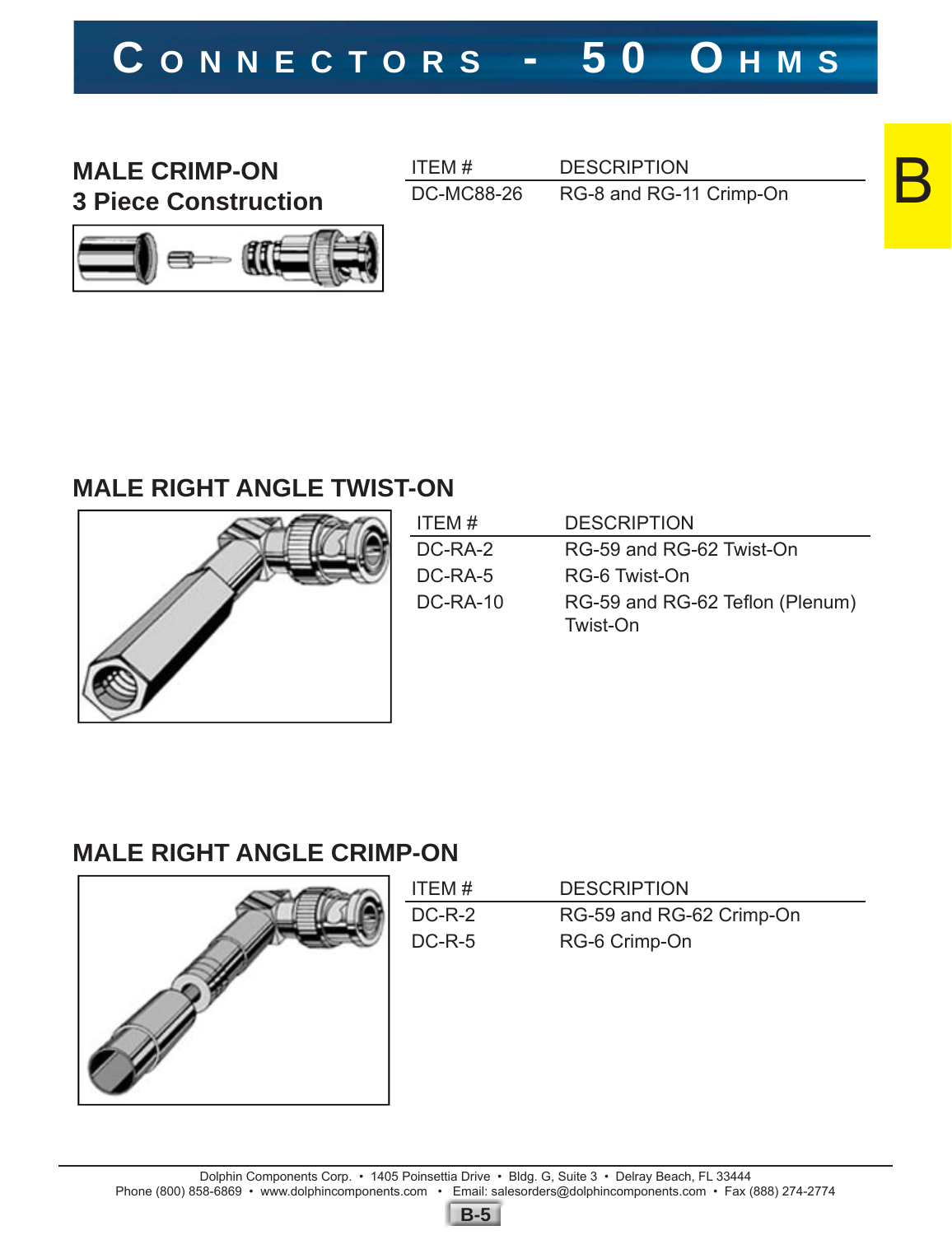# CONNECTORS - 50 OHMS

## MALE CRIMP-ON
## 3 Piece Construction

| ITEM # | DESCRIPTION |
|---|---|
| DC-MC88-26 | RG-8 and RG-11 Crimp-On |

## MALE RIGHT ANGLE TWIST-ON

| ITEM # | DESCRIPTION |
|---|---|
| DC-RA-2 | RG-59 and RG-62 Twist-On |
| DC-RA-5 | RG-6 Twist-On |
| DC-RA-10 | RG-59 and RG-62 Teflon (Plenum) Twist-On |

## MALE RIGHT ANGLE CRIMP-ON

| ITEM # | DESCRIPTION |
|---|---|
| DC-R-2 | RG-59 and RG-62 Crimp-On |
| DC-R-5 | RG-6 Crimp-On |

Dolphin Components Corp. • 1405 Poinsettia Drive • Bldg. G, Suite 3 • Delray Beach, FL 33444
Phone (800) 858-6869 • www.dolphincomponents.com • Email: salesorders@dolphincomponents.com • Fax (888) 274-2774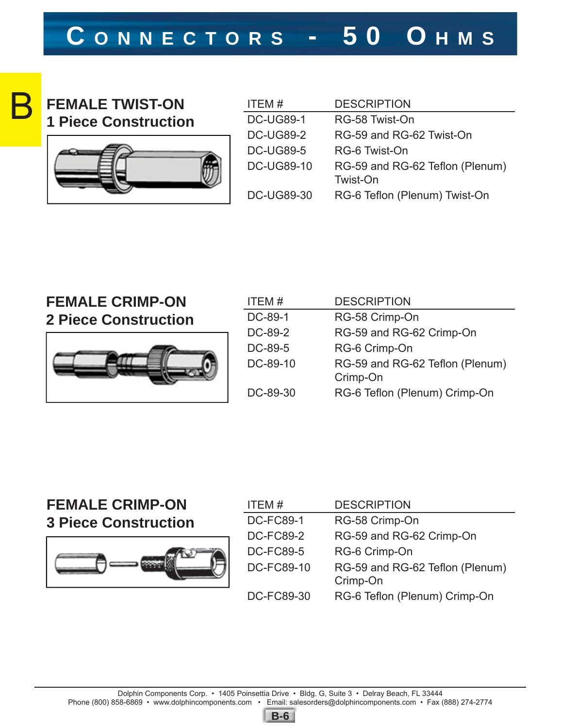# Connectors - 50 Ohms

## FEMALE TWIST-ON
## 1 Piece Construction

| ITEM # | DESCRIPTION |
|---|---|
| DC-UG89-1 | RG-58 Twist-On |
| DC-UG89-2 | RG-59 and RG-62 Twist-On |
| DC-UG89-5 | RG-6 Twist-On |
| DC-UG89-10 | RG-59 and RG-62 Teflon (Plenum) Twist-On |
| DC-UG89-30 | RG-6 Teflon (Plenum) Twist-On |

## FEMALE CRIMP-ON
## 2 Piece Construction

| ITEM # | DESCRIPTION |
|---|---|
| DC-89-1 | RG-58 Crimp-On |
| DC-89-2 | RG-59 and RG-62 Crimp-On |
| DC-89-5 | RG-6 Crimp-On |
| DC-89-10 | RG-59 and RG-62 Teflon (Plenum) Crimp-On |
| DC-89-30 | RG-6 Teflon (Plenum) Crimp-On |

## FEMALE CRIMP-ON
## 3 Piece Construction

| ITEM # | DESCRIPTION |
|---|---|
| DC-FC89-1 | RG-58 Crimp-On |
| DC-FC89-2 | RG-59 and RG-62 Crimp-On |
| DC-FC89-5 | RG-6 Crimp-On |
| DC-FC89-10 | RG-59 and RG-62 Teflon (Plenum) Crimp-On |
| DC-FC89-30 | RG-6 Teflon (Plenum) Crimp-On |

Dolphin Components Corp. • 1405 Poinsettia Drive • Bldg. G, Suite 3 • Delray Beach, FL 33444
Phone (800) 858-6869 • www.dolphincomponents.com • Email: salesorders@dolphincomponents.com • Fax (888) 274-2774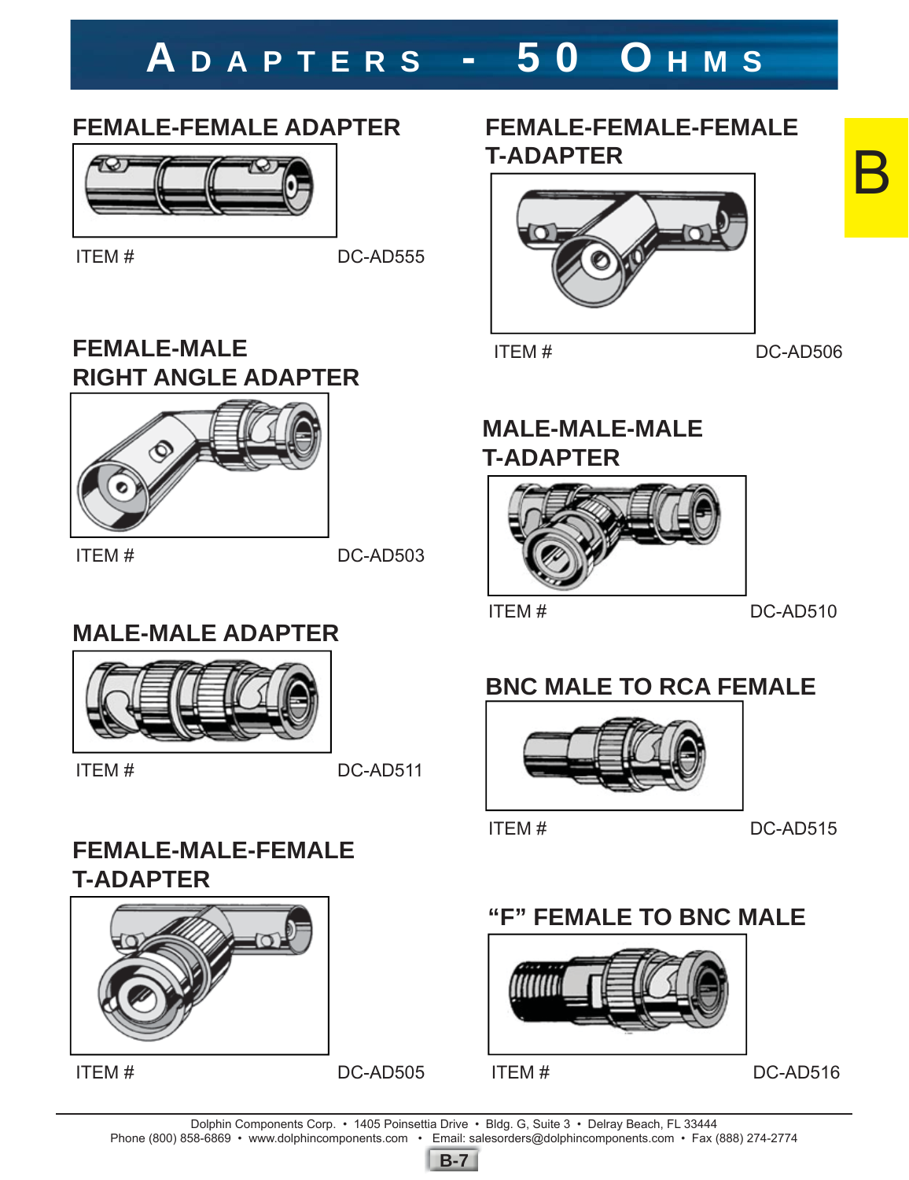# Adapters - 50 Ohms

## FEMALE-FEMALE ADAPTER

ITEM # DC-AD555

## FEMALE-MALE RIGHT ANGLE ADAPTER

ITEM # DC-AD503

## MALE-MALE ADAPTER

ITEM # DC-AD511

## FEMALE-MALE-FEMALE T-ADAPTER

ITEM # DC-AD505

## FEMALE-FEMALE-FEMALE T-ADAPTER

ITEM # DC-AD506

## MALE-MALE-MALE T-ADAPTER

ITEM # DC-AD510

## BNC MALE TO RCA FEMALE

ITEM # DC-AD515

## "F" FEMALE TO BNC MALE

ITEM # DC-AD516

Dolphin Components Corp. • 1405 Poinsettia Drive • Bldg. G, Suite 3 • Delray Beach, FL 33444
Phone (800) 858-6869 • www.dolphincomponents.com • Email: salesorders@dolphincomponents.com • Fax (888) 274-2774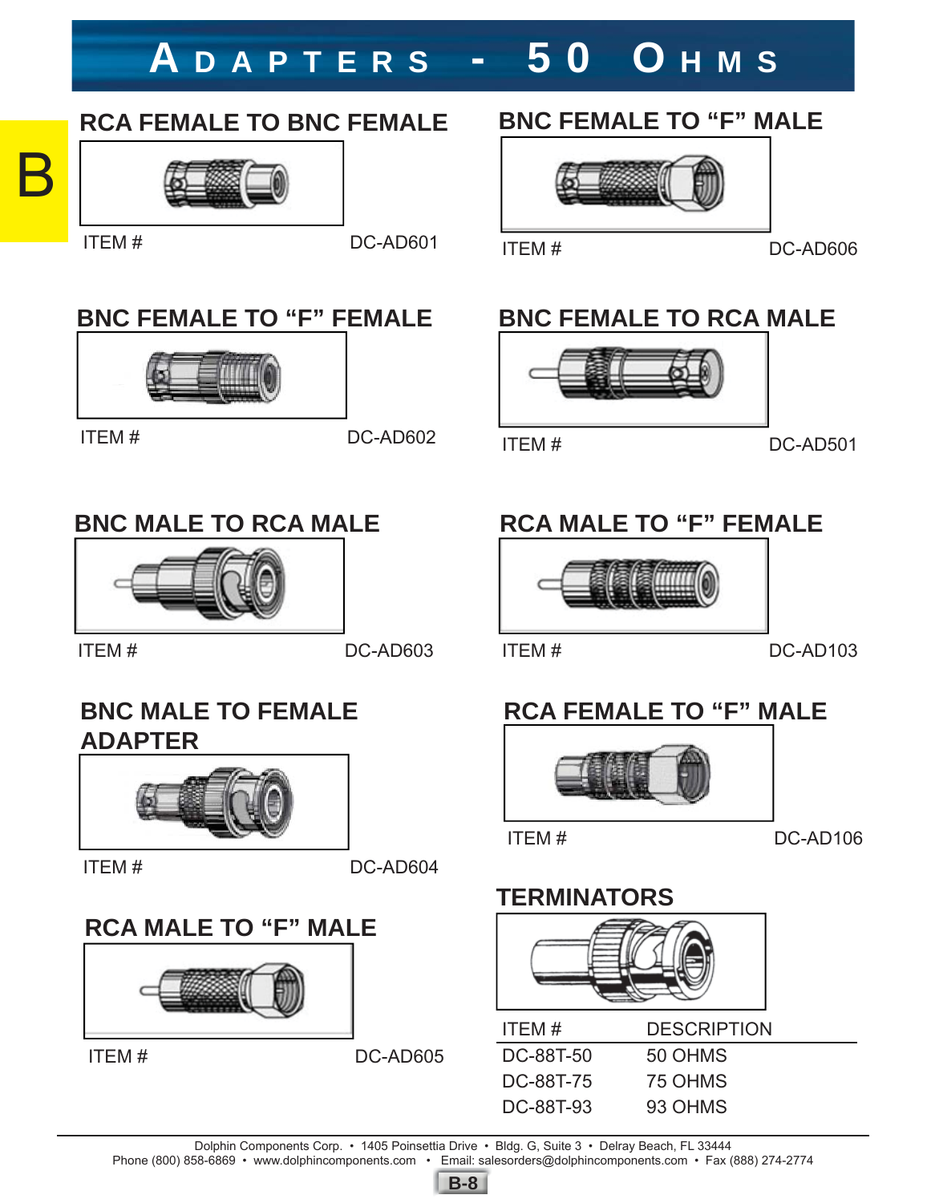# ADAPTERS - 50 OHMS

## RCA FEMALE TO BNC FEMALE

ITEM # DC-AD601

## BNC FEMALE TO "F" MALE

ITEM # DC-AD606

## BNC FEMALE TO "F" FEMALE

ITEM # DC-AD602

## BNC FEMALE TO RCA MALE

ITEM # DC-AD501

## BNC MALE TO RCA MALE

ITEM # DC-AD603

## RCA MALE TO "F" FEMALE

ITEM # DC-AD103

## BNC MALE TO FEMALE ADAPTER

ITEM # DC-AD604

## RCA FEMALE TO "F" MALE

ITEM # DC-AD106

## RCA MALE TO "F" MALE

ITEM # DC-AD605

## TERMINATORS

| ITEM # | DESCRIPTION |
|---|---|
| DC-88T-50 | 50 OHMS |
| DC-88T-75 | 75 OHMS |
| DC-88T-93 | 93 OHMS |

Dolphin Components Corp. • 1405 Poinsettia Drive • Bldg. G, Suite 3 • Delray Beach, FL 33444
Phone (800) 858-6869 • www.dolphincomponents.com • Email: salesorders@dolphincomponents.com • Fax (888) 274-2774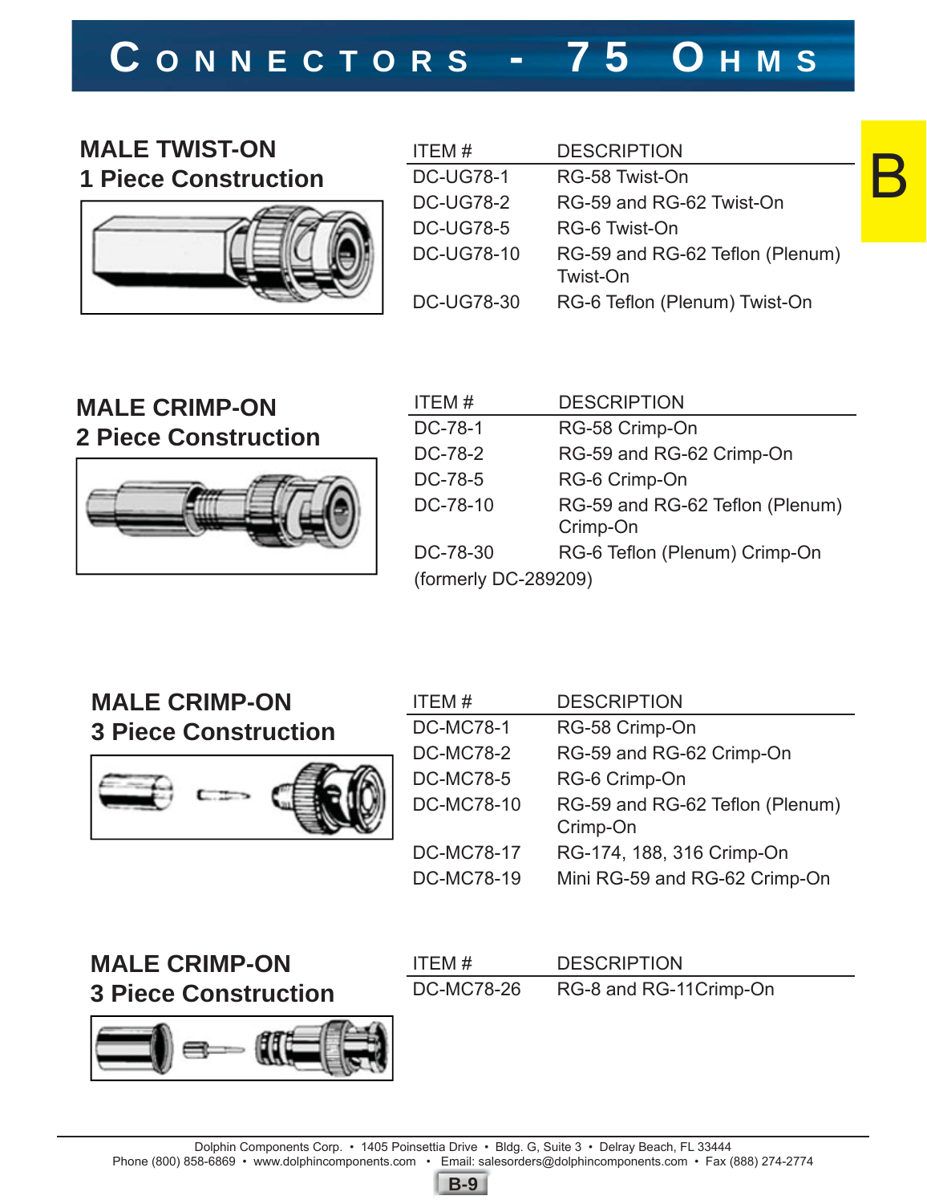# Connectors - 75 Ohms

B

## MALE TWIST-ON
### 1 Piece Construction

| ITEM # | DESCRIPTION |
|---|---|
| DC-UG78-1 | RG-58 Twist-On |
| DC-UG78-2 | RG-59 and RG-62 Twist-On |
| DC-UG78-5 | RG-6 Twist-On |
| DC-UG78-10 | RG-59 and RG-62 Teflon (Plenum) Twist-On |
| DC-UG78-30 | RG-6 Teflon (Plenum) Twist-On |

## MALE CRIMP-ON
### 2 Piece Construction

| ITEM # | DESCRIPTION |
|---|---|
| DC-78-1 | RG-58 Crimp-On |
| DC-78-2 | RG-59 and RG-62 Crimp-On |
| DC-78-5 | RG-6 Crimp-On |
| DC-78-10 | RG-59 and RG-62 Teflon (Plenum) Crimp-On |
| DC-78-30 | RG-6 Teflon (Plenum) Crimp-On |

(formerly DC-289209)

## MALE CRIMP-ON
### 3 Piece Construction

| ITEM # | DESCRIPTION |
|---|---|
| DC-MC78-1 | RG-58 Crimp-On |
| DC-MC78-2 | RG-59 and RG-62 Crimp-On |
| DC-MC78-5 | RG-6 Crimp-On |
| DC-MC78-10 | RG-59 and RG-62 Teflon (Plenum) Crimp-On |
| DC-MC78-17 | RG-174, 188, 316 Crimp-On |
| DC-MC78-19 | Mini RG-59 and RG-62 Crimp-On |

## MALE CRIMP-ON
### 3 Piece Construction

| ITEM # | DESCRIPTION |
|---|---|
| DC-MC78-26 | RG-8 and RG-11Crimp-On |

Dolphin Components Corp. • 1405 Poinsettia Drive • Bldg. G, Suite 3 • Delray Beach, FL 33444
Phone (800) 858-6869 • www.dolphincomponents.com • Email: salesorders@dolphincomponents.com • Fax (888) 274-2774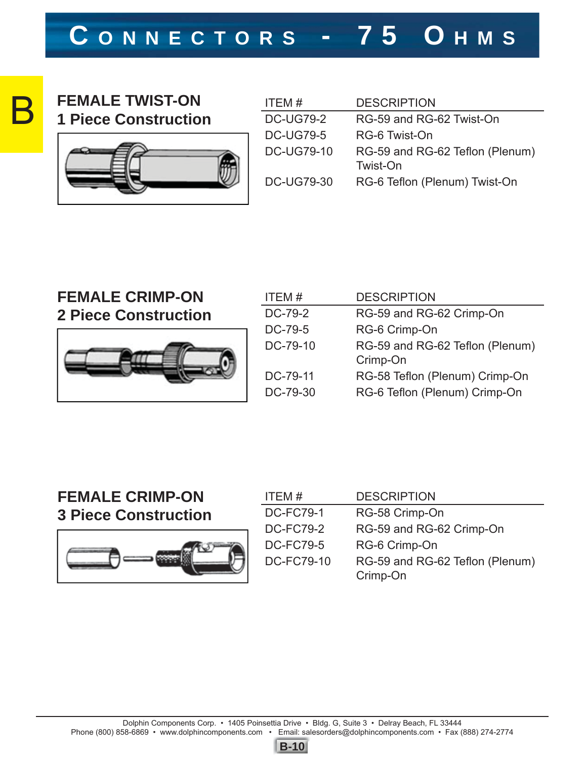# CONNECTORS - 75 OHMS

B

## FEMALE TWIST-ON
## 1 Piece Construction

| ITEM # | DESCRIPTION |
|---|---|
| DC-UG79-2 | RG-59 and RG-62 Twist-On |
| DC-UG79-5 | RG-6 Twist-On |
| DC-UG79-10 | RG-59 and RG-62 Teflon (Plenum) Twist-On |
| DC-UG79-30 | RG-6 Teflon (Plenum) Twist-On |

## FEMALE CRIMP-ON
## 2 Piece Construction

| ITEM # | DESCRIPTION |
|---|---|
| DC-79-2 | RG-59 and RG-62 Crimp-On |
| DC-79-5 | RG-6 Crimp-On |
| DC-79-10 | RG-59 and RG-62 Teflon (Plenum) Crimp-On |
| DC-79-11 | RG-58 Teflon (Plenum) Crimp-On |
| DC-79-30 | RG-6 Teflon (Plenum) Crimp-On |

## FEMALE CRIMP-ON
## 3 Piece Construction

| ITEM # | DESCRIPTION |
|---|---|
| DC-FC79-1 | RG-58 Crimp-On |
| DC-FC79-2 | RG-59 and RG-62 Crimp-On |
| DC-FC79-5 | RG-6 Crimp-On |
| DC-FC79-10 | RG-59 and RG-62 Teflon (Plenum) Crimp-On |

Dolphin Components Corp. • 1405 Poinsettia Drive • Bldg. G, Suite 3 • Delray Beach, FL 33444
Phone (800) 858-6869 • www.dolphincomponents.com • Email: salesorders@dolphincomponents.com • Fax (888) 274-2774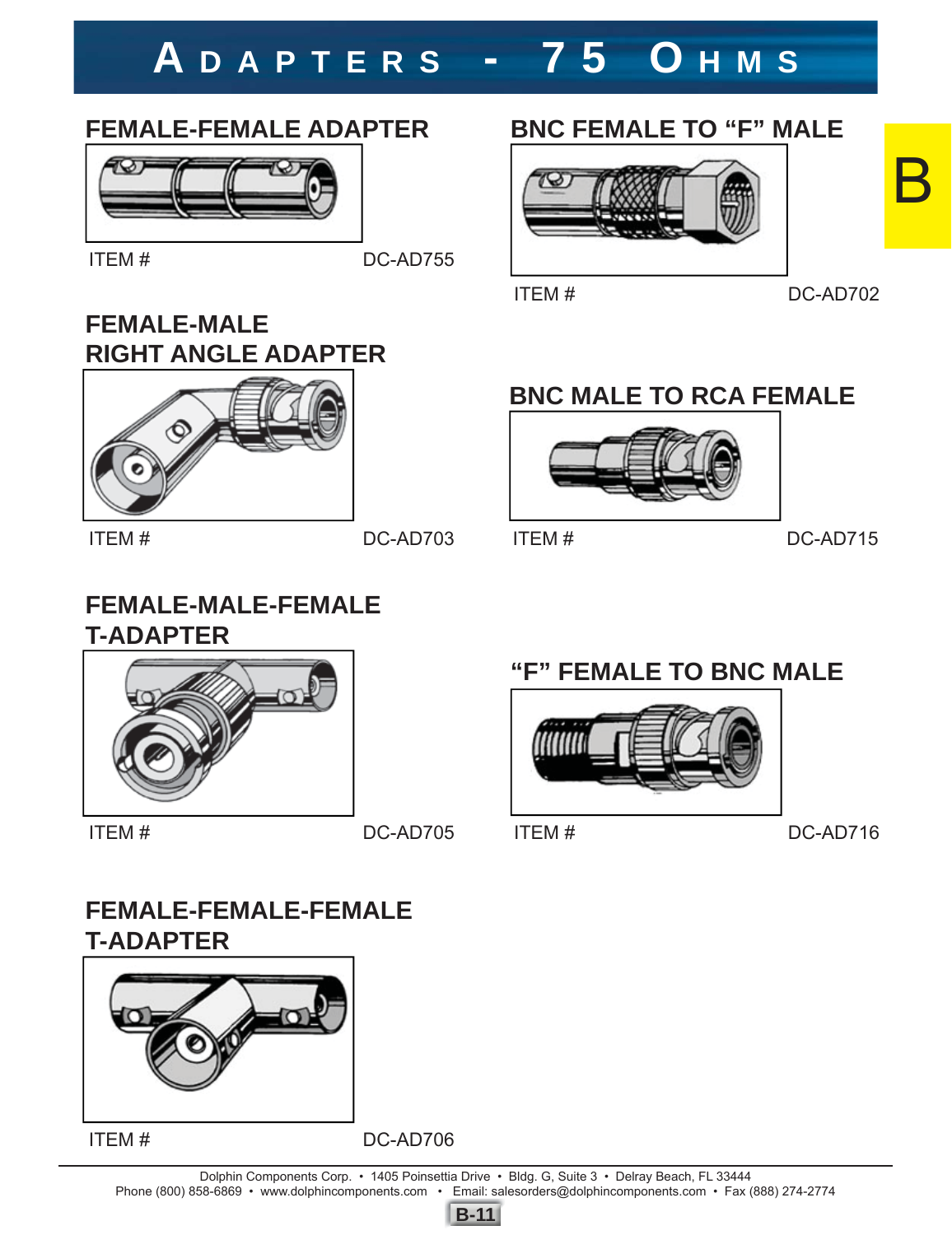# ADAPTERS - 75 OHMS

B

## FEMALE-FEMALE ADAPTER

ITEM # DC-AD755

## BNC FEMALE TO “F” MALE

ITEM # DC-AD702

## FEMALE-MALE RIGHT ANGLE ADAPTER

ITEM # DC-AD703

## BNC MALE TO RCA FEMALE

ITEM # DC-AD715

## FEMALE-MALE-FEMALE T-ADAPTER

ITEM # DC-AD705

## “F” FEMALE TO BNC MALE

ITEM # DC-AD716

## FEMALE-FEMALE-FEMALE T-ADAPTER

ITEM # DC-AD706

Dolphin Components Corp. • 1405 Poinsettia Drive • Bldg. G, Suite 3 • Delray Beach, FL 33444
Phone (800) 858-6869 • www.dolphincomponents.com • Email: salesorders@dolphincomponents.com • Fax (888) 274-2774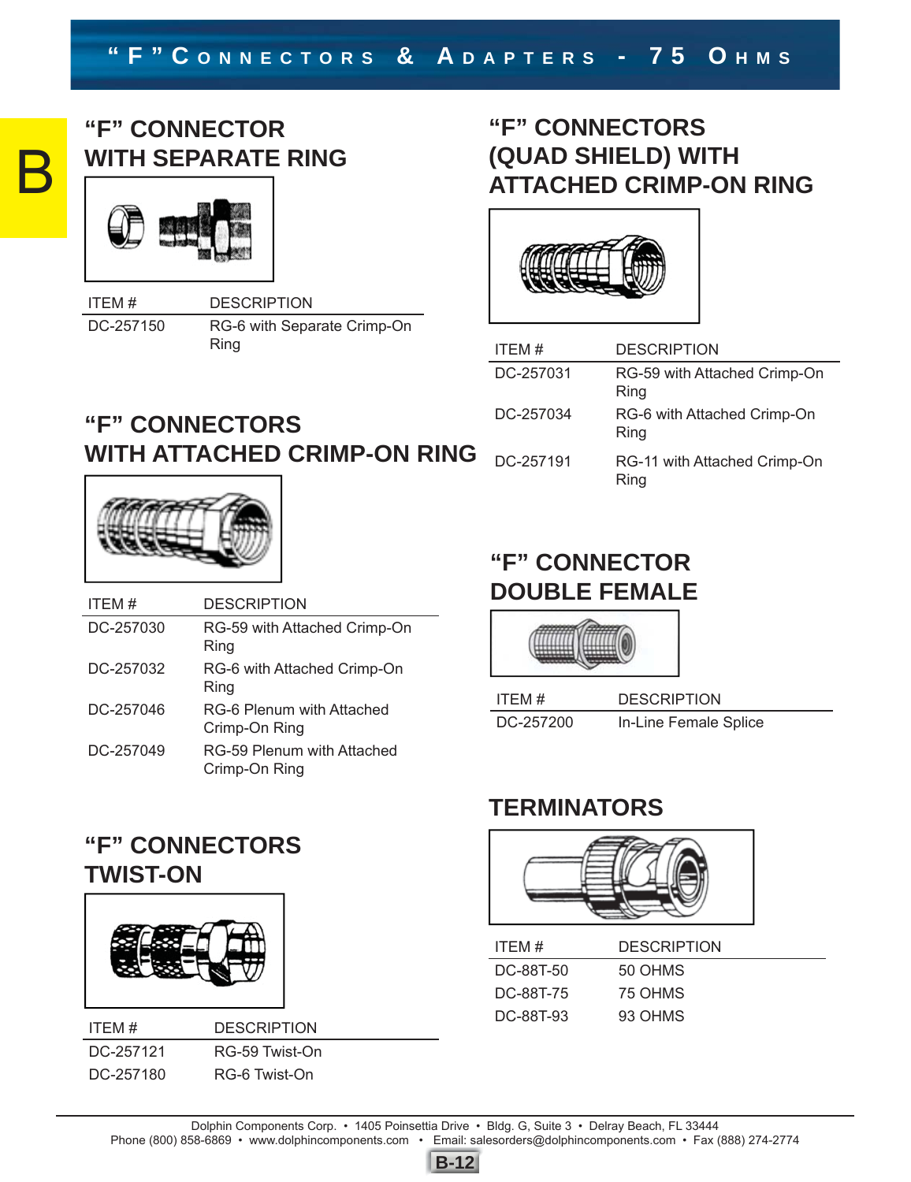# "F" Connectors & Adapters - 75 Ohms

## "F" CONNECTOR WITH SEPARATE RING

| ITEM # | DESCRIPTION |
|---|---|
| DC-257150 | RG-6 with Separate Crimp-On Ring |

## "F" CONNECTORS WITH ATTACHED CRIMP-ON RING

| ITEM # | DESCRIPTION |
|---|---|
| DC-257030 | RG-59 with Attached Crimp-On Ring |
| DC-257032 | RG-6 with Attached Crimp-On Ring |
| DC-257046 | RG-6 Plenum with Attached Crimp-On Ring |
| DC-257049 | RG-59 Plenum with Attached Crimp-On Ring |

## "F" CONNECTORS TWIST-ON

| ITEM # | DESCRIPTION |
|---|---|
| DC-257121 | RG-59 Twist-On |
| DC-257180 | RG-6 Twist-On |

## "F" CONNECTORS (QUAD SHIELD) WITH ATTACHED CRIMP-ON RING

| ITEM # | DESCRIPTION |
|---|---|
| DC-257031 | RG-59 with Attached Crimp-On Ring |
| DC-257034 | RG-6 with Attached Crimp-On Ring |
| DC-257191 | RG-11 with Attached Crimp-On Ring |

## "F" CONNECTOR DOUBLE FEMALE

| ITEM # | DESCRIPTION |
|---|---|
| DC-257200 | In-Line Female Splice |

## TERMINATORS

| ITEM # | DESCRIPTION |
|---|---|
| DC-88T-50 | 50 OHMS |
| DC-88T-75 | 75 OHMS |
| DC-88T-93 | 93 OHMS |

Dolphin Components Corp. • 1405 Poinsettia Drive • Bldg. G, Suite 3 • Delray Beach, FL 33444
Phone (800) 858-6869 • www.dolphincomponents.com • Email: salesorders@dolphincomponents.com • Fax (888) 274-2774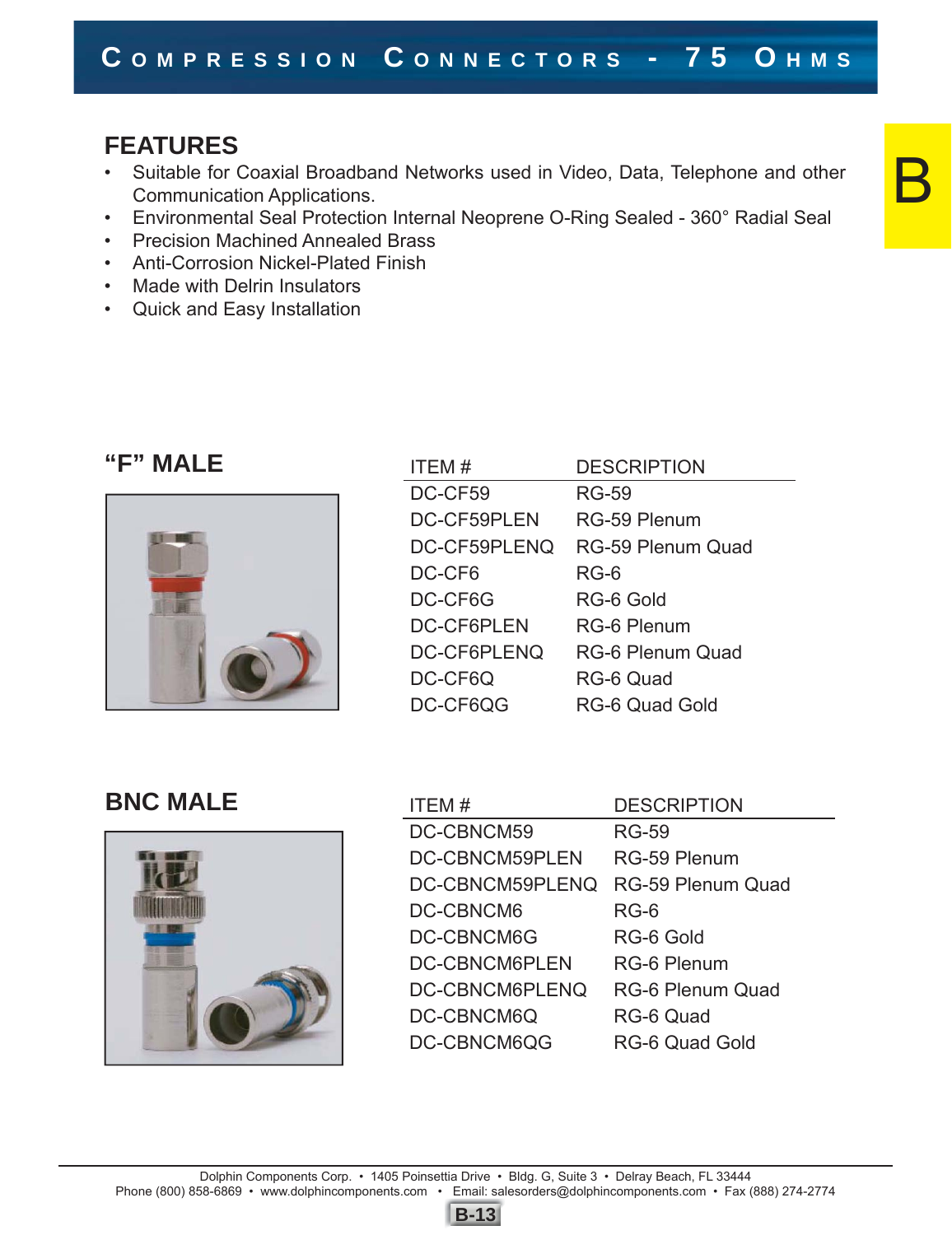# Compression Connectors - 75 Ohms

## FEATURES

- Suitable for Coaxial Broadband Networks used in Video, Data, Telephone and other Communication Applications.
- Environmental Seal Protection Internal Neoprene O-Ring Sealed - 360° Radial Seal
- Precision Machined Annealed Brass
- Anti-Corrosion Nickel-Plated Finish
- Made with Delrin Insulators
- Quick and Easy Installation

## “F” MALE

| ITEM # | DESCRIPTION |
|---|---|
| DC-CF59 | RG-59 |
| DC-CF59PLEN | RG-59 Plenum |
| DC-CF59PLENQ | RG-59 Plenum Quad |
| DC-CF6 | RG-6 |
| DC-CF6G | RG-6 Gold |
| DC-CF6PLEN | RG-6 Plenum |
| DC-CF6PLENQ | RG-6 Plenum Quad |
| DC-CF6Q | RG-6 Quad |
| DC-CF6QG | RG-6 Quad Gold |

## BNC MALE

| ITEM # | DESCRIPTION |
|---|---|
| DC-CBNCM59 | RG-59 |
| DC-CBNCM59PLEN | RG-59 Plenum |
| DC-CBNCM59PLENQ | RG-59 Plenum Quad |
| DC-CBNCM6 | RG-6 |
| DC-CBNCM6G | RG-6 Gold |
| DC-CBNCM6PLEN | RG-6 Plenum |
| DC-CBNCM6PLENQ | RG-6 Plenum Quad |
| DC-CBNCM6Q | RG-6 Quad |
| DC-CBNCM6QG | RG-6 Quad Gold |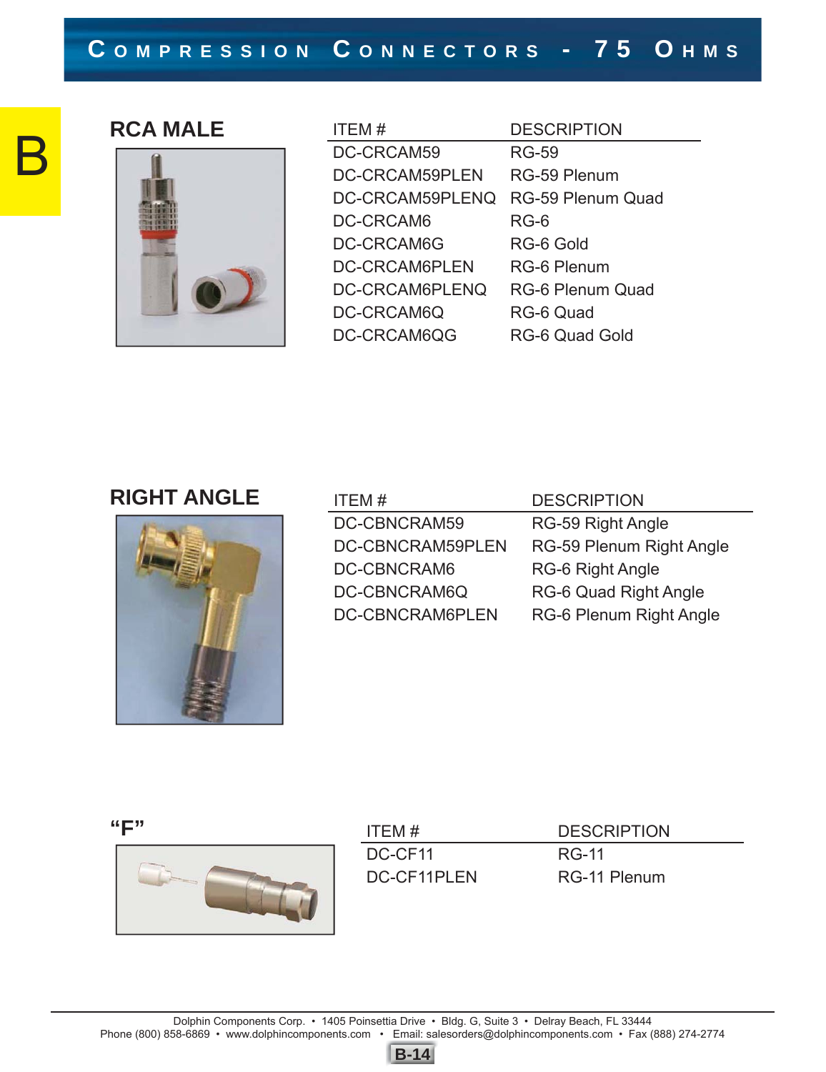# Compression Connectors - 75 Ohms

## RCA MALE

| ITEM # | DESCRIPTION |
|---|---|
| DC-CRCAM59 | RG-59 |
| DC-CRCAM59PLEN | RG-59 Plenum |
| DC-CRCAM59PLENQ | RG-59 Plenum Quad |
| DC-CRCAM6 | RG-6 |
| DC-CRCAM6G | RG-6 Gold |
| DC-CRCAM6PLEN | RG-6 Plenum |
| DC-CRCAM6PLENQ | RG-6 Plenum Quad |
| DC-CRCAM6Q | RG-6 Quad |
| DC-CRCAM6QG | RG-6 Quad Gold |

## RIGHT ANGLE

| ITEM # | DESCRIPTION |
|---|---|
| DC-CBNCRAM59 | RG-59 Right Angle |
| DC-CBNCRAM59PLEN | RG-59 Plenum Right Angle |
| DC-CBNCRAM6 | RG-6 Right Angle |
| DC-CBNCRAM6Q | RG-6 Quad Right Angle |
| DC-CBNCRAM6PLEN | RG-6 Plenum Right Angle |

## "F"

| ITEM # | DESCRIPTION |
|---|---|
| DC-CF11 | RG-11 |
| DC-CF11PLEN | RG-11 Plenum |

Dolphin Components Corp. • 1405 Poinsettia Drive • Bldg. G, Suite 3 • Delray Beach, FL 33444
Phone (800) 858-6869 • www.dolphincomponents.com • Email: salesorders@dolphincomponents.com • Fax (888) 274-2774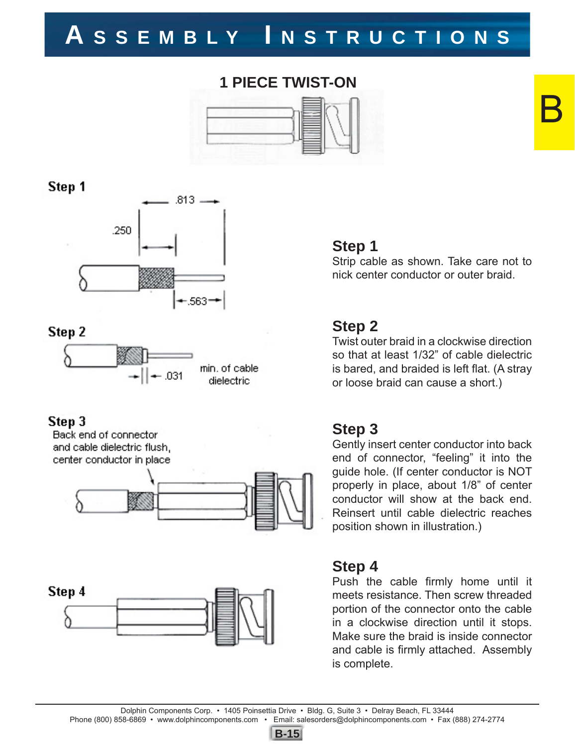# ASSEMBLY INSTRUCTIONS

## 1 PIECE TWIST-ON

Step 1

.813

.250

.563

Step 2

.031

min. of cable dielectric

Step 3

Back end of connector and cable dielectric flush, center conductor in place

Step 4

### Step 1

Strip cable as shown. Take care not to nick center conductor or outer braid.

### Step 2

Twist outer braid in a clockwise direction so that at least 1/32" of cable dielectric is bared, and braided is left flat. (A stray or loose braid can cause a short.)

### Step 3

Gently insert center conductor into back end of connector, "feeling" it into the guide hole. (If center conductor is NOT properly in place, about 1/8" of center conductor will show at the back end. Reinsert until cable dielectric reaches position shown in illustration.)

### Step 4

Push the cable firmly home until it meets resistance. Then screw threaded portion of the connector onto the cable in a clockwise direction until it stops. Make sure the braid is inside connector and cable is firmly attached. Assembly is complete.

Dolphin Components Corp. • 1405 Poinsettia Drive • Bldg. G, Suite 3 • Delray Beach, FL 33444
Phone (800) 858-6869 • www.dolphincomponents.com • Email: salesorders@dolphincomponents.com • Fax (888) 274-2774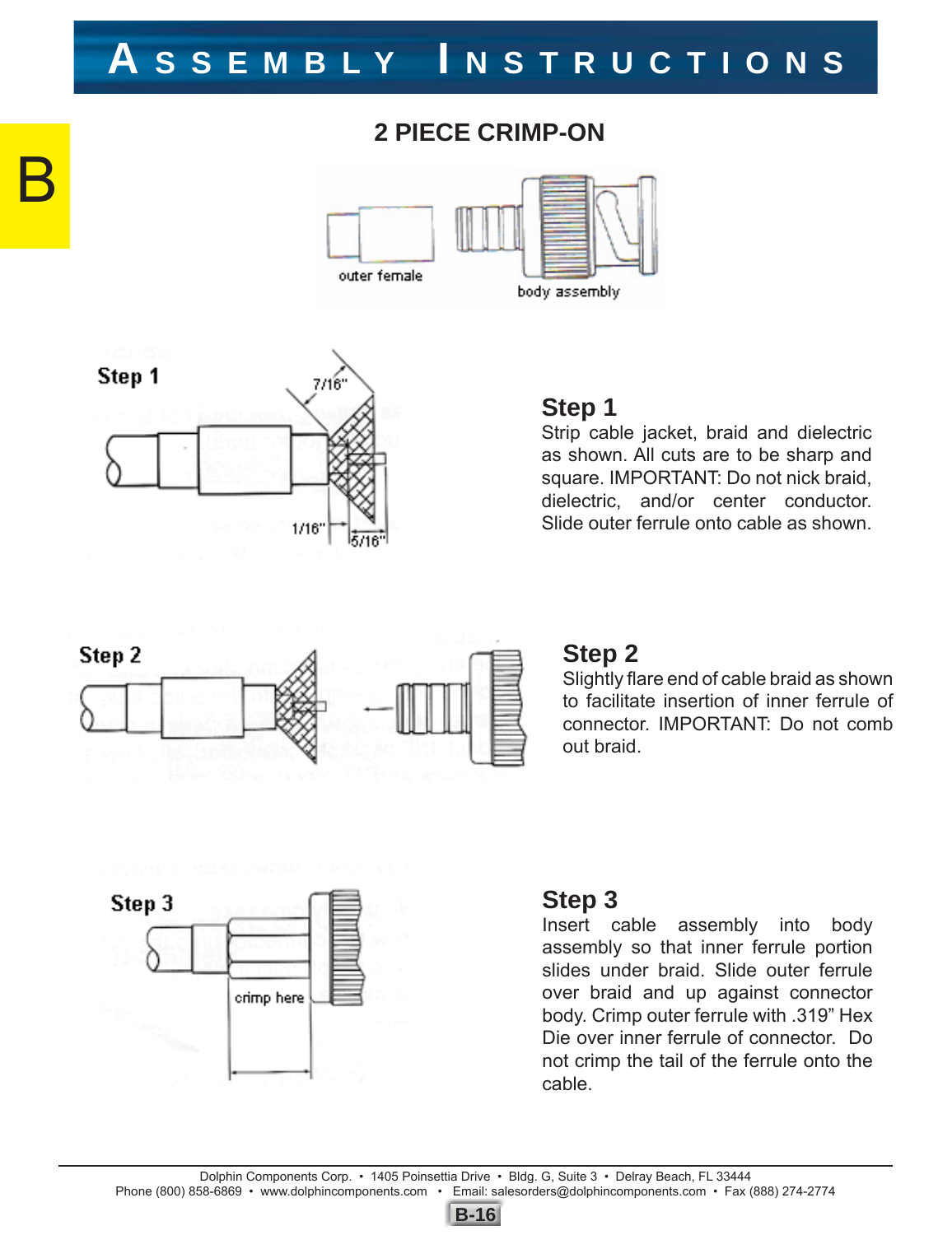# ASSEMBLY INSTRUCTIONS

B

## 2 PIECE CRIMP-ON

outer female

body assembly

Step 1

7/16"

1/16"

5/16"

### Step 1

Strip cable jacket, braid and dielectric as shown. All cuts are to be sharp and square. IMPORTANT: Do not nick braid, dielectric, and/or center conductor. Slide outer ferrule onto cable as shown.

Step 2

### Step 2

Slightly flare end of cable braid as shown to facilitate insertion of inner ferrule of connector. IMPORTANT: Do not comb out braid.

Step 3

crimp here

### Step 3

Insert cable assembly into body assembly so that inner ferrule portion slides under braid. Slide outer ferrule over braid and up against connector body. Crimp outer ferrule with .319" Hex Die over inner ferrule of connector. Do not crimp the tail of the ferrule onto the cable.

Dolphin Components Corp. • 1405 Poinsettia Drive • Bldg. G, Suite 3 • Delray Beach, FL 33444
Phone (800) 858-6869 • www.dolphincomponents.com • Email: salesorders@dolphincomponents.com • Fax (888) 274-2774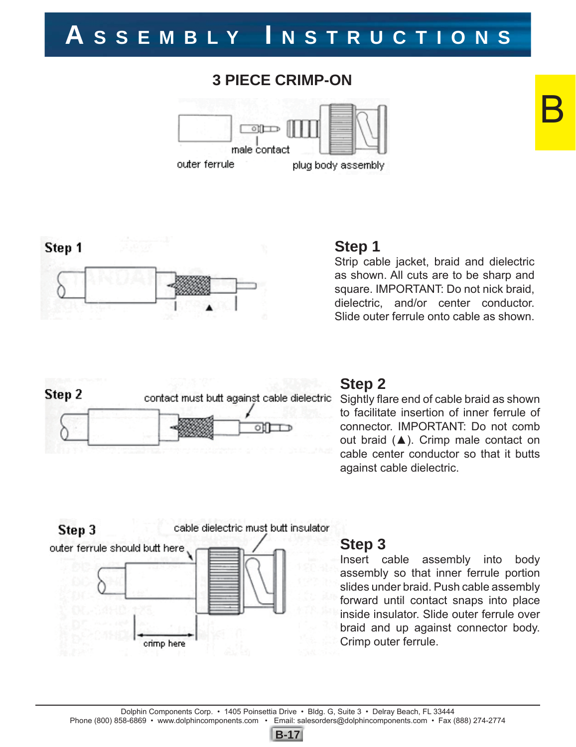# ASSEMBLY INSTRUCTIONS

B

## 3 PIECE CRIMP-ON

male contact

outer ferrule

plug body assembly

Step 1

### Step 1

Strip cable jacket, braid and dielectric as shown. All cuts are to be sharp and square. IMPORTANT: Do not nick braid, dielectric, and/or center conductor. Slide outer ferrule onto cable as shown.

Step 2

contact must butt against cable dielectric

### Step 2

Sightly flare end of cable braid as shown to facilitate insertion of inner ferrule of connector. IMPORTANT: Do not comb out braid (▲). Crimp male contact on cable center conductor so that it butts against cable dielectric.

Step 3

cable dielectric must butt insulator

outer ferrule should butt here

crimp here

### Step 3

Insert cable assembly into body assembly so that inner ferrule portion slides under braid. Push cable assembly forward until contact snaps into place inside insulator. Slide outer ferrule over braid and up against connector body. Crimp outer ferrule.

Dolphin Components Corp. • 1405 Poinsettia Drive • Bldg. G, Suite 3 • Delray Beach, FL 33444
Phone (800) 858-6869 • www.dolphincomponents.com • Email: salesorders@dolphincomponents.com • Fax (888) 274-2774